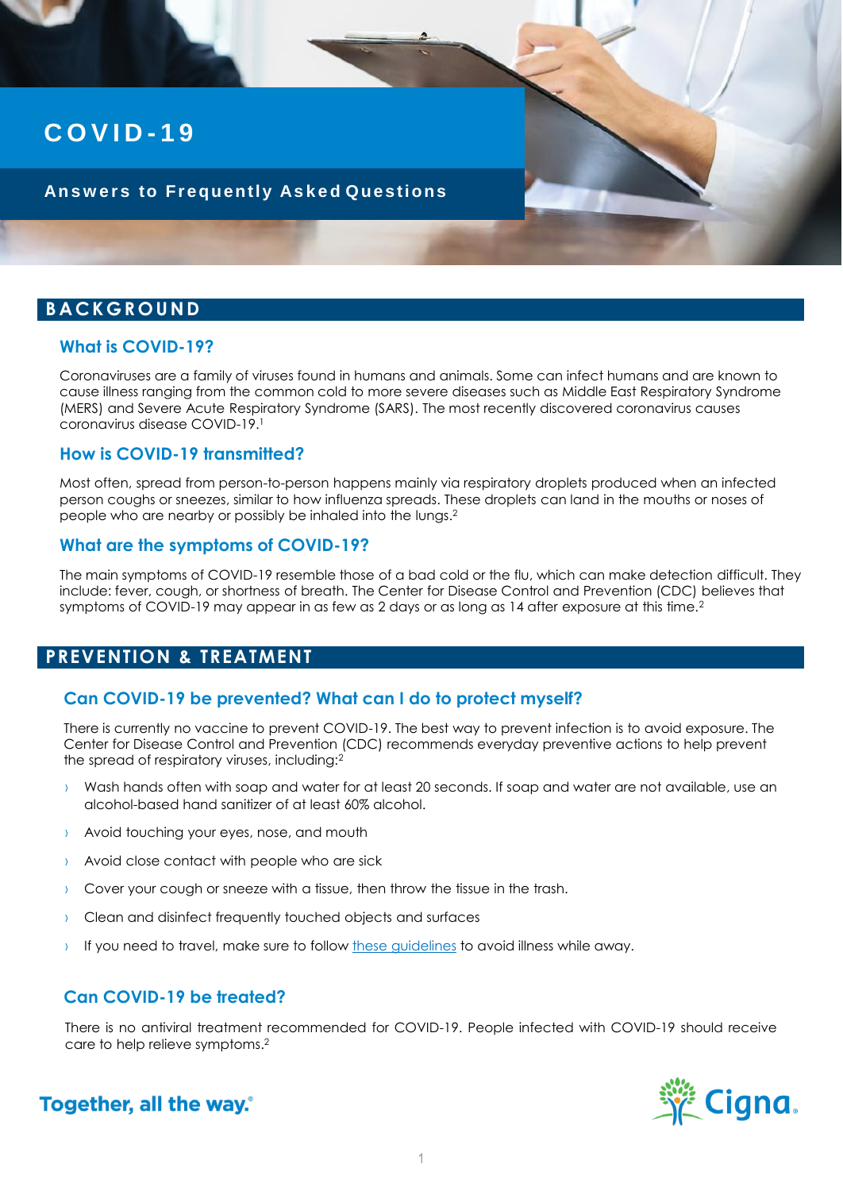# COVID-19

## Answers to Frequently Asked Questions

## BACKGROUND

### What is COVID-19?

Coronaviruses are a family of viruses found in humans and animals. Some can infect humans and are known to cause illness ranging from the common cold to more severe diseases such as Middle East Respiratory Syndrome (MERS) and Severe Acute Respiratory Syndrome (SARS). The most recently discovered coronavirus causes coronavirus disease COVID-19.[1]

### How is COVID-19 transmitted?

Most often, spread from person-to-person happens mainly via respiratory droplets produced when an infected person coughs or sneezes, similar to how influenza spreads. These droplets can land in the mouths or noses of people who are nearby or possibly be inhaled into the lungs.[2]

### What are the symptoms of COVID-19?

The main symptoms of COVID-19 resemble those of a bad cold or the flu, which can make detection difficult. They include: fever, cough, or shortness of breath. The Center for Disease Control and Prevention (CDC) believes that symptoms of COVID-19 may appear in as few as 2 days or as long as 14 after exposure at this time.[2]

## PREVENTION & TREATMENT

### Can COVID-19 be prevented? What can I do to protect myself?

There is currently no vaccine to prevent COVID-19. The best way to prevent infection is to avoid exposure. The Center for Disease Control and Prevention (CDC) recommends everyday preventive actions to help prevent the spread of respiratory viruses, including:[2]

- Wash hands often with soap and water for at least 20 seconds. If soap and water are not available, use an alcohol-based hand sanitizer of at least 60% alcohol.
- Avoid touching your eyes, nose, and mouth
- Avoid close contact with people who are sick
- Cover your cough or sneeze with a tissue, then throw the tissue in the trash.
- Clean and disinfect frequently touched objects and surfaces
- If you need to travel, make sure to follow these guidelines to avoid illness while away.

### Can COVID-19 be treated?

There is no antiviral treatment recommended for COVID-19. People infected with COVID-19 should receive care to help relieve symptoms.[2]

Together, all the way.®

Cigna®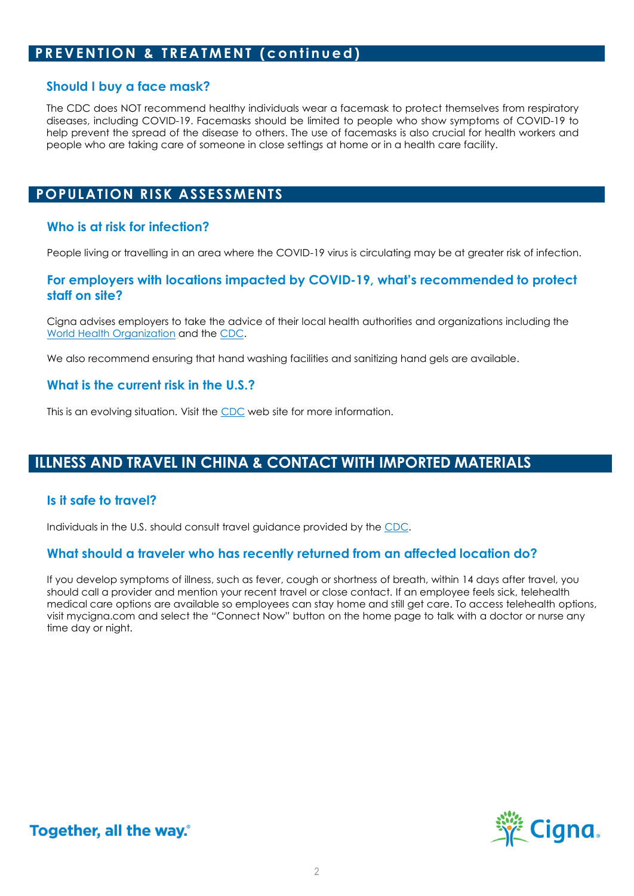## PREVENTION & TREATMENT (continued)

### Should I buy a face mask?

The CDC does NOT recommend healthy individuals wear a facemask to protect themselves from respiratory diseases, including COVID-19. Facemasks should be limited to people who show symptoms of COVID-19 to help prevent the spread of the disease to others. The use of facemasks is also crucial for health workers and people who are taking care of someone in close settings at home or in a health care facility.

## POPULATION RISK ASSESSMENTS

### Who is at risk for infection?

People living or travelling in an area where the COVID-19 virus is circulating may be at greater risk of infection.

### For employers with locations impacted by COVID-19, what's recommended to protect staff on site?

Cigna advises employers to take the advice of their local health authorities and organizations including the World Health Organization and the CDC.

We also recommend ensuring that hand washing facilities and sanitizing hand gels are available.

### What is the current risk in the U.S.?

This is an evolving situation. Visit the CDC web site for more information.

## ILLNESS AND TRAVEL IN CHINA & CONTACT WITH IMPORTED MATERIALS

### Is it safe to travel?

Individuals in the U.S. should consult travel guidance provided by the CDC.

### What should a traveler who has recently returned from an affected location do?

If you develop symptoms of illness, such as fever, cough or shortness of breath, within 14 days after travel, you should call a provider and mention your recent travel or close contact. If an employee feels sick, telehealth medical care options are available so employees can stay home and still get care. To access telehealth options, visit mycigna.com and select the "Connect Now" button on the home page to talk with a doctor or nurse any time day or night.

Together, all the way.®

Cigna.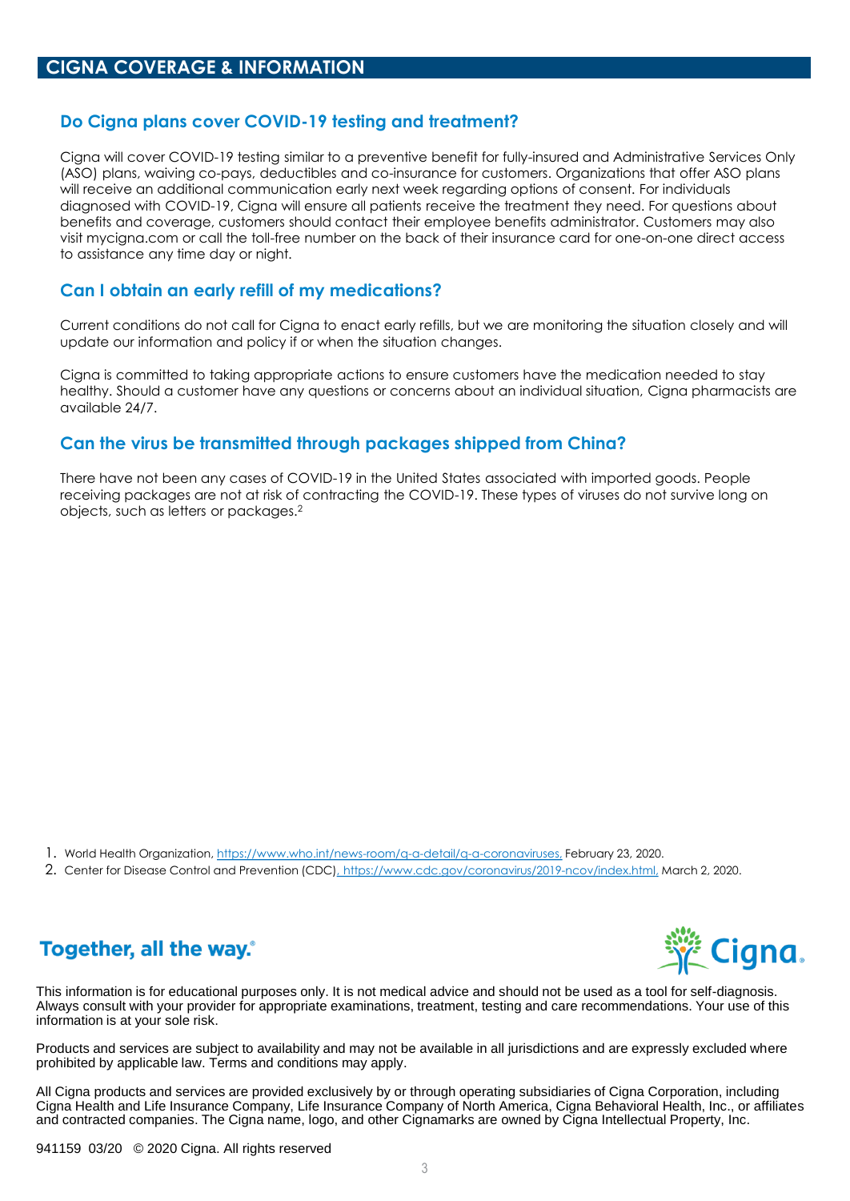## CIGNA COVERAGE & INFORMATION

### Do Cigna plans cover COVID-19 testing and treatment?

Cigna will cover COVID-19 testing similar to a preventive benefit for fully-insured and Administrative Services Only (ASO) plans, waiving co-pays, deductibles and co-insurance for customers. Organizations that offer ASO plans will receive an additional communication early next week regarding options of consent. For individuals diagnosed with COVID-19, Cigna will ensure all patients receive the treatment they need. For questions about benefits and coverage, customers should contact their employee benefits administrator. Customers may also visit mycigna.com or call the toll-free number on the back of their insurance card for one-on-one direct access to assistance any time day or night.

### Can I obtain an early refill of my medications?

Current conditions do not call for Cigna to enact early refills, but we are monitoring the situation closely and will update our information and policy if or when the situation changes.

Cigna is committed to taking appropriate actions to ensure customers have the medication needed to stay healthy. Should a customer have any questions or concerns about an individual situation, Cigna pharmacists are available 24/7.

### Can the virus be transmitted through packages shipped from China?

There have not been any cases of COVID-19 in the United States associated with imported goods. People receiving packages are not at risk of contracting the COVID-19. These types of viruses do not survive long on objects, such as letters or packages.[2]

1. World Health Organization, https://www.who.int/news-room/q-a-detail/q-a-coronaviruses, February 23, 2020.
2. Center for Disease Control and Prevention (CDC), https://www.cdc.gov/coronavirus/2019-ncov/index.html, March 2, 2020.

**Together, all the way.**®

Cigna.

This information is for educational purposes only. It is not medical advice and should not be used as a tool for self-diagnosis. Always consult with your provider for appropriate examinations, treatment, testing and care recommendations. Your use of this information is at your sole risk.

Products and services are subject to availability and may not be available in all jurisdictions and are expressly excluded where prohibited by applicable law. Terms and conditions may apply.

All Cigna products and services are provided exclusively by or through operating subsidiaries of Cigna Corporation, including Cigna Health and Life Insurance Company, Life Insurance Company of North America, Cigna Behavioral Health, Inc., or affiliates and contracted companies. The Cigna name, logo, and other Cignamarks are owned by Cigna Intellectual Property, Inc.

941159 03/20 © 2020 Cigna. All rights reserved